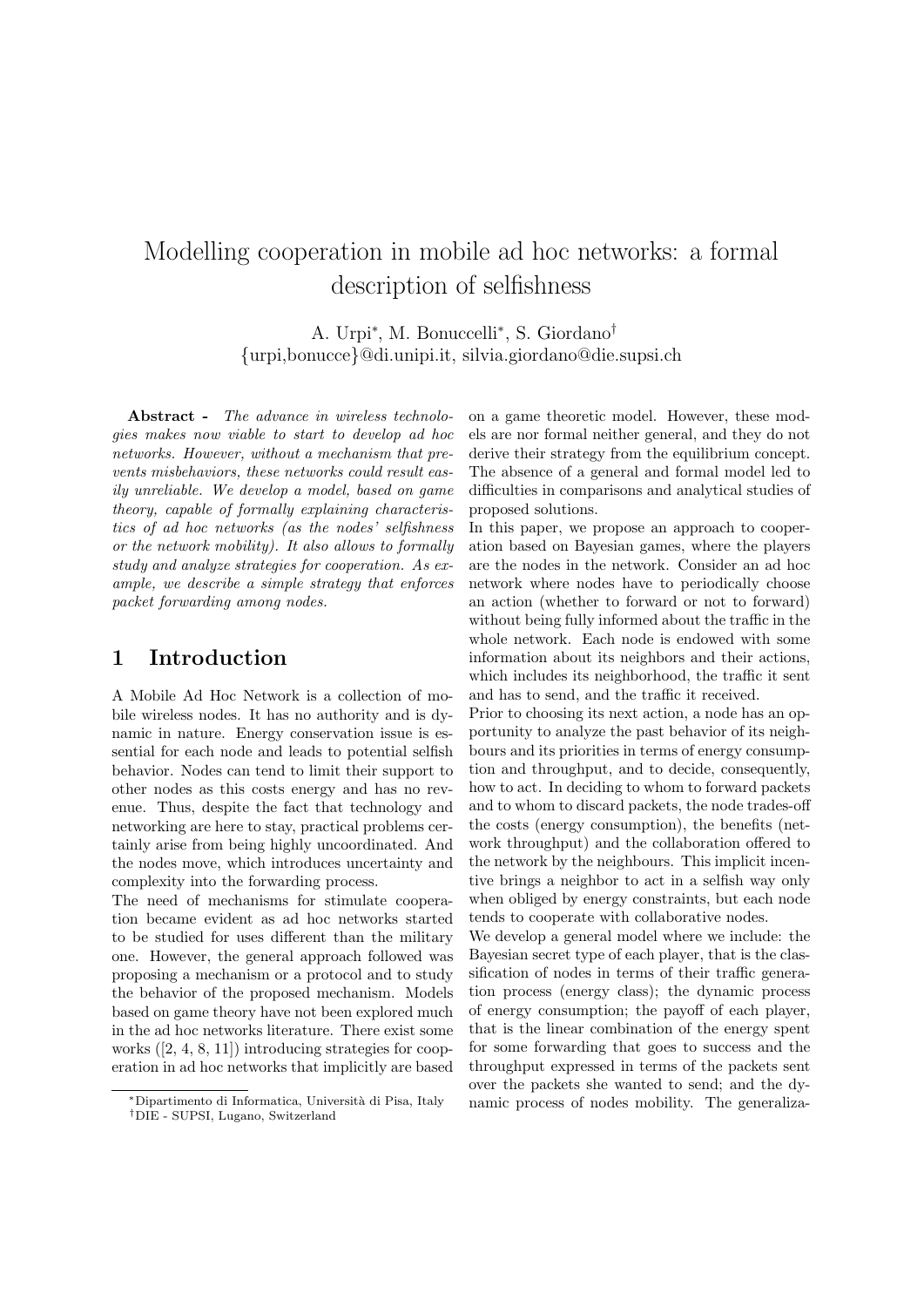# Modelling cooperation in mobile ad hoc networks: a formal description of selfishness

A. Urpi[*], M. Bonuccelli[*], S. Giordano[†]
{urpi,bonucce}@di.unipi.it, silvia.giordano@die.supsi.ch

**Abstract -** *The advance in wireless technologies makes now viable to start to develop ad hoc networks. However, without a mechanism that prevents misbehaviors, these networks could result easily unreliable. We develop a model, based on game theory, capable of formally explaining characteristics of ad hoc networks (as the nodes' selfishness or the network mobility). It also allows to formally study and analyze strategies for cooperation. As example, we describe a simple strategy that enforces packet forwarding among nodes.*

## 1 Introduction

A Mobile Ad Hoc Network is a collection of mobile wireless nodes. It has no authority and is dynamic in nature. Energy conservation issue is essential for each node and leads to potential selfish behavior. Nodes can tend to limit their support to other nodes as this costs energy and has no revenue. Thus, despite the fact that technology and networking are here to stay, practical problems certainly arise from being highly uncoordinated. And the nodes move, which introduces uncertainty and complexity into the forwarding process.

The need of mechanisms for stimulate cooperation became evident as ad hoc networks started to be studied for uses different than the military one. However, the general approach followed was proposing a mechanism or a protocol and to study the behavior of the proposed mechanism. Models based on game theory have not been explored much in the ad hoc networks literature. There exist some works ([2, 4, 8, 11]) introducing strategies for cooperation in ad hoc networks that implicitly are based on a game theoretic model. However, these models are nor formal neither general, and they do not derive their strategy from the equilibrium concept. The absence of a general and formal model led to difficulties in comparisons and analytical studies of proposed solutions.

In this paper, we propose an approach to cooperation based on Bayesian games, where the players are the nodes in the network. Consider an ad hoc network where nodes have to periodically choose an action (whether to forward or not to forward) without being fully informed about the traffic in the whole network. Each node is endowed with some information about its neighbors and their actions, which includes its neighborhood, the traffic it sent and has to send, and the traffic it received.

Prior to choosing its next action, a node has an opportunity to analyze the past behavior of its neighbours and its priorities in terms of energy consumption and throughput, and to decide, consequently, how to act. In deciding to whom to forward packets and to whom to discard packets, the node trades-off the costs (energy consumption), the benefits (network throughput) and the collaboration offered to the network by the neighbours. This implicit incentive brings a neighbor to act in a selfish way only when obliged by energy constraints, but each node tends to cooperate with collaborative nodes.

We develop a general model where we include: the Bayesian secret type of each player, that is the classification of nodes in terms of their traffic generation process (energy class); the dynamic process of energy consumption; the payoff of each player, that is the linear combination of the energy spent for some forwarding that goes to success and the throughput expressed in terms of the packets sent over the packets she wanted to send; and the dynamic process of nodes mobility. The generaliza-

[*] Dipartimento di Informatica, Università di Pisa, Italy
[†] DIE - SUPSI, Lugano, Switzerland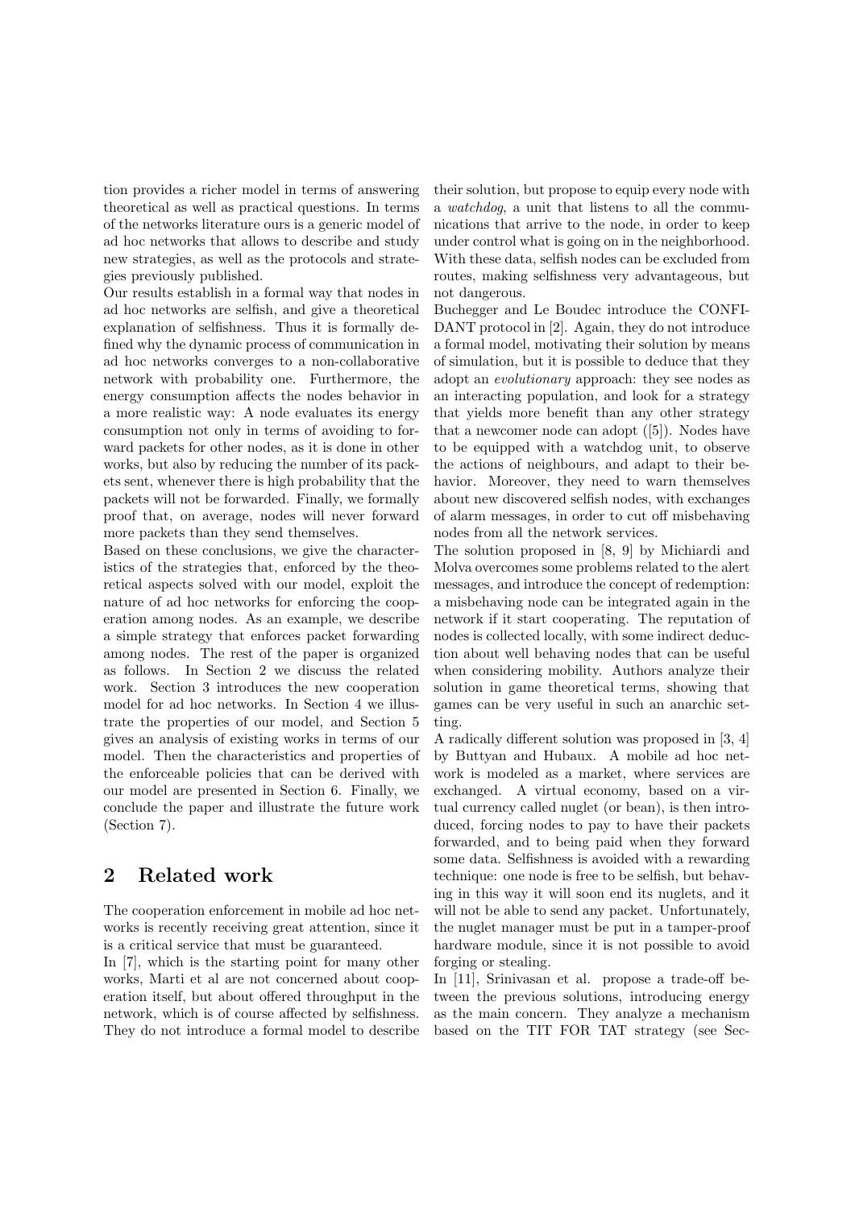tion provides a richer model in terms of answering theoretical as well as practical questions. In terms of the networks literature ours is a generic model of ad hoc networks that allows to describe and study new strategies, as well as the protocols and strategies previously published.

Our results establish in a formal way that nodes in ad hoc networks are selfish, and give a theoretical explanation of selfishness. Thus it is formally defined why the dynamic process of communication in ad hoc networks converges to a non-collaborative network with probability one. Furthermore, the energy consumption affects the nodes behavior in a more realistic way: A node evaluates its energy consumption not only in terms of avoiding to forward packets for other nodes, as it is done in other works, but also by reducing the number of its packets sent, whenever there is high probability that the packets will not be forwarded. Finally, we formally proof that, on average, nodes will never forward more packets than they send themselves.

Based on these conclusions, we give the characteristics of the strategies that, enforced by the theoretical aspects solved with our model, exploit the nature of ad hoc networks for enforcing the cooperation among nodes. As an example, we describe a simple strategy that enforces packet forwarding among nodes. The rest of the paper is organized as follows. In Section 2 we discuss the related work. Section 3 introduces the new cooperation model for ad hoc networks. In Section 4 we illustrate the properties of our model, and Section 5 gives an analysis of existing works in terms of our model. Then the characteristics and properties of the enforceable policies that can be derived with our model are presented in Section 6. Finally, we conclude the paper and illustrate the future work (Section 7).

## 2 Related work

The cooperation enforcement in mobile ad hoc networks is recently receiving great attention, since it is a critical service that must be guaranteed.

In [7], which is the starting point for many other works, Marti et al are not concerned about cooperation itself, but about offered throughput in the network, which is of course affected by selfishness. They do not introduce a formal model to describe their solution, but propose to equip every node with a *watchdog*, a unit that listens to all the communications that arrive to the node, in order to keep under control what is going on in the neighborhood. With these data, selfish nodes can be excluded from routes, making selfishness very advantageous, but not dangerous.

Buchegger and Le Boudec introduce the CONFIDANT protocol in [2]. Again, they do not introduce a formal model, motivating their solution by means of simulation, but it is possible to deduce that they adopt an *evolutionary* approach: they see nodes as an interacting population, and look for a strategy that yields more benefit than any other strategy that a newcomer node can adopt ([5]). Nodes have to be equipped with a watchdog unit, to observe the actions of neighbours, and adapt to their behavior. Moreover, they need to warn themselves about new discovered selfish nodes, with exchanges of alarm messages, in order to cut off misbehaving nodes from all the network services.

The solution proposed in [8, 9] by Michiardi and Molva overcomes some problems related to the alert messages, and introduce the concept of redemption: a misbehaving node can be integrated again in the network if it start cooperating. The reputation of nodes is collected locally, with some indirect deduction about well behaving nodes that can be useful when considering mobility. Authors analyze their solution in game theoretical terms, showing that games can be very useful in such an anarchic setting.

A radically different solution was proposed in [3, 4] by Buttyan and Hubaux. A mobile ad hoc network is modeled as a market, where services are exchanged. A virtual economy, based on a virtual currency called nuglet (or bean), is then introduced, forcing nodes to pay to have their packets forwarded, and to being paid when they forward some data. Selfishness is avoided with a rewarding technique: one node is free to be selfish, but behaving in this way it will soon end its nuglets, and it will not be able to send any packet. Unfortunately, the nuglet manager must be put in a tamper-proof hardware module, since it is not possible to avoid forging or stealing.

In [11], Srinivasan et al. propose a trade-off between the previous solutions, introducing energy as the main concern. They analyze a mechanism based on the TIT FOR TAT strategy (see Sec-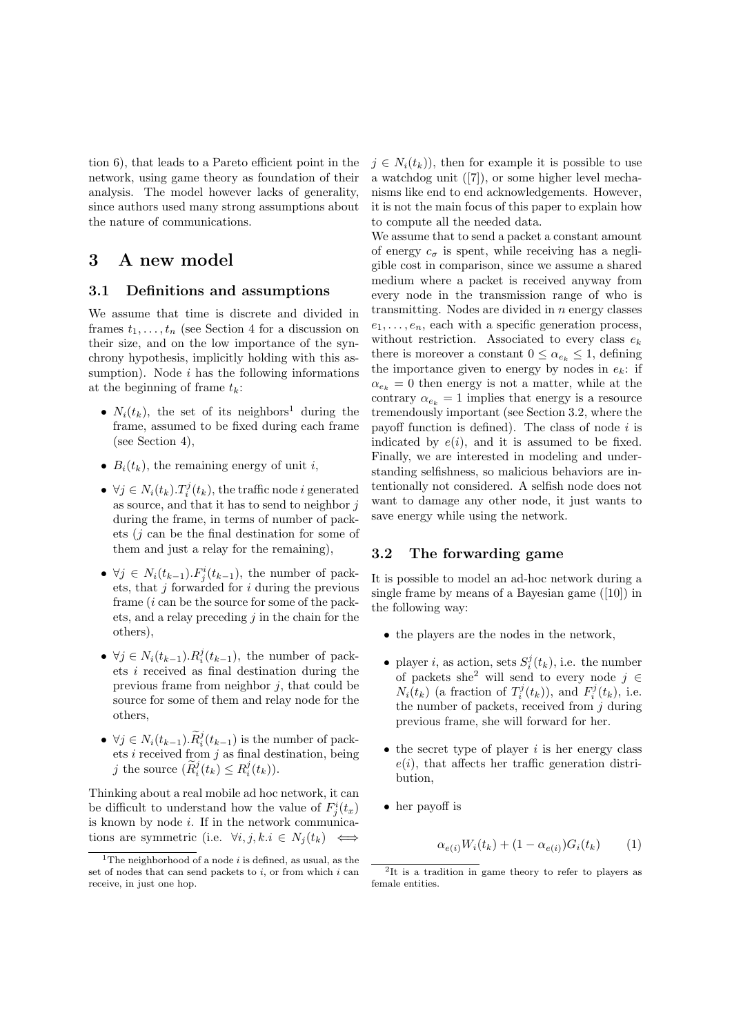tion 6), that leads to a Pareto efficient point in the network, using game theory as foundation of their analysis. The model however lacks of generality, since authors used many strong assumptions about the nature of communications.

# 3 A new model

## 3.1 Definitions and assumptions

We assume that time is discrete and divided in frames $t_1, \ldots, t_n$ (see Section 4 for a discussion on their size, and on the low importance of the synchrony hypothesis, implicitly holding with this assumption). Node $i$ has the following informations at the beginning of frame $t_k$:

- $N_i(t_k)$, the set of its neighbors[1] during the frame, assumed to be fixed during each frame (see Section 4),
- $B_i(t_k)$, the remaining energy of unit $i$,
- $\forall j \in N_i(t_k).T_i^j(t_k)$, the traffic node $i$ generated as source, and that it has to send to neighbor $j$ during the frame, in terms of number of packets ($j$ can be the final destination for some of them and just a relay for the remaining),
- $\forall j \in N_i(t_{k-1}).F_j^i(t_{k-1})$, the number of packets, that $j$ forwarded for $i$ during the previous frame ($i$ can be the source for some of the packets, and a relay preceding $j$ in the chain for the others),
- $\forall j \in N_i(t_{k-1}).R_i^j(t_{k-1})$, the number of packets $i$ received as final destination during the previous frame from neighbor $j$, that could be source for some of them and relay node for the others,
- $\forall j \in N_i(t_{k-1}).\widetilde{R}_i^j(t_{k-1})$ is the number of packets $i$ received from $j$ as final destination, being $j$ the source ($\widetilde{R}_i^j(t_k) \leq R_i^j(t_k)$).

Thinking about a real mobile ad hoc network, it can be difficult to understand how the value of $F_j^i(t_x)$ is known by node $i$. If in the network communications are symmetric (i.e. $\forall i, j, k.i \in N_j(t_k) \iff j \in N_i(t_k)$), then for example it is possible to use a watchdog unit ([7]), or some higher level mechanisms like end to end acknowledgements. However, it is not the main focus of this paper to explain how to compute all the needed data.

We assume that to send a packet a constant amount of energy $c_\sigma$ is spent, while receiving has a negligible cost in comparison, since we assume a shared medium where a packet is received anyway from every node in the transmission range of who is transmitting. Nodes are divided in $n$ energy classes $e_1, \ldots, e_n$, each with a specific generation process, without restriction. Associated to every class $e_k$ there is moreover a constant $0 \leq \alpha_{e_k} \leq 1$, defining the importance given to energy by nodes in $e_k$: if $\alpha_{e_k} = 0$ then energy is not a matter, while at the contrary $\alpha_{e_k} = 1$ implies that energy is a resource tremendously important (see Section 3.2, where the payoff function is defined). The class of node $i$ is indicated by $e(i)$, and it is assumed to be fixed. Finally, we are interested in modeling and understanding selfishness, so malicious behaviors are intentionally not considered. A selfish node does not want to damage any other node, it just wants to save energy while using the network.

## 3.2 The forwarding game

It is possible to model an ad-hoc network during a single frame by means of a Bayesian game ([10]) in the following way:

- the players are the nodes in the network,
- player $i$, as action, sets $S_i^j(t_k)$, i.e. the number of packets she[2] will send to every node $j \in N_i(t_k)$ (a fraction of $T_i^j(t_k)$), and $F_i^j(t_k)$, i.e. the number of packets, received from $j$ during previous frame, she will forward for her.
- the secret type of player $i$ is her energy class $e(i)$, that affects her traffic generation distribution,
- her payoff is

$$\alpha_{e(i)} W_i(t_k) + (1 - \alpha_{e(i)}) G_i(t_k) \qquad (1)$$

[1] The neighborhood of a node $i$ is defined, as usual, as the set of nodes that can send packets to $i$, or from which $i$ can receive, in just one hop.

[2] It is a tradition in game theory to refer to players as female entities.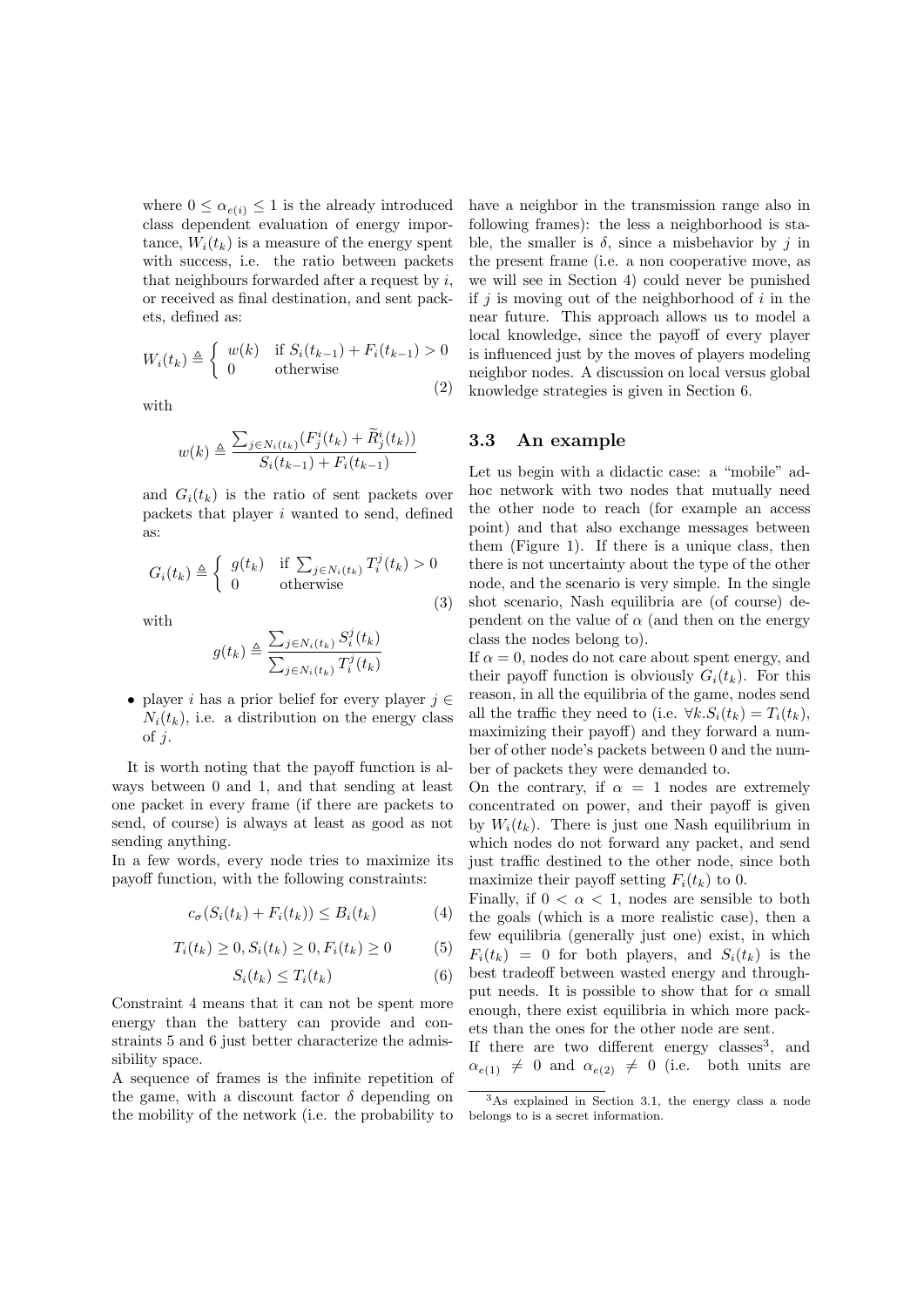where $0 \leq \alpha_{e(i)} \leq 1$ is the already introduced class dependent evaluation of energy importance, $W_i(t_k)$ is a measure of the energy spent with success, i.e. the ratio between packets that neighbours forwarded after a request by $i$, or received as final destination, and sent packets, defined as:

$$W_i(t_k) \triangleq \begin{cases} w(k) & \text{if } S_i(t_{k-1}) + F_i(t_{k-1}) > 0 \\ 0 & \text{otherwise} \end{cases} \tag{2}$$

with

$$w(k) \triangleq \frac{\sum_{j \in N_i(t_k)} (F^i_j(t_k) + \widetilde{R}^i_j(t_k))}{S_i(t_{k-1}) + F_i(t_{k-1})}$$

and $G_i(t_k)$ is the ratio of sent packets over packets that player $i$ wanted to send, defined as:

$$G_i(t_k) \triangleq \begin{cases} g(t_k) & \text{if } \sum_{j \in N_i(t_k)} T^j_i(t_k) > 0 \\ 0 & \text{otherwise} \end{cases} \tag{3}$$

with

$$g(t_k) \triangleq \frac{\sum_{j \in N_i(t_k)} S^j_i(t_k)}{\sum_{j \in N_i(t_k)} T^j_i(t_k)}$$

- player $i$ has a prior belief for every player $j \in N_i(t_k)$, i.e. a distribution on the energy class of $j$.

It is worth noting that the payoff function is always between 0 and 1, and that sending at least one packet in every frame (if there are packets to send, of course) is always at least as good as not sending anything.

In a few words, every node tries to maximize its payoff function, with the following constraints:

$$c_\sigma(S_i(t_k) + F_i(t_k)) \leq B_i(t_k) \tag{4}$$

$$T_i(t_k) \geq 0, S_i(t_k) \geq 0, F_i(t_k) \geq 0 \tag{5}$$

$$S_i(t_k) \leq T_i(t_k) \tag{6}$$

Constraint 4 means that it can not be spent more energy than the battery can provide and constraints 5 and 6 just better characterize the admissibility space.

A sequence of frames is the infinite repetition of the game, with a discount factor $\delta$ depending on the mobility of the network (i.e. the probability to have a neighbor in the transmission range also in following frames): the less a neighborhood is stable, the smaller is $\delta$, since a misbehavior by $j$ in the present frame (i.e. a non cooperative move, as we will see in Section 4) could never be punished if $j$ is moving out of the neighborhood of $i$ in the near future. This approach allows us to model a local knowledge, since the payoff of every player is influenced just by the moves of players modeling neighbor nodes. A discussion on local versus global knowledge strategies is given in Section 6.

### 3.3 An example

Let us begin with a didactic case: a "mobile" ad-hoc network with two nodes that mutually need the other node to reach (for example an access point) and that also exchange messages between them (Figure 1). If there is a unique class, then there is not uncertainty about the type of the other node, and the scenario is very simple. In the single shot scenario, Nash equilibria are (of course) dependent on the value of $\alpha$ (and then on the energy class the nodes belong to).

If $\alpha = 0$, nodes do not care about spent energy, and their payoff function is obviously $G_i(t_k)$. For this reason, in all the equilibria of the game, nodes send all the traffic they need to (i.e. $\forall k. S_i(t_k) = T_i(t_k)$, maximizing their payoff) and they forward a number of other node's packets between 0 and the number of packets they were demanded to.

On the contrary, if $\alpha = 1$ nodes are extremely concentrated on power, and their payoff is given by $W_i(t_k)$. There is just one Nash equilibrium in which nodes do not forward any packet, and send just traffic destined to the other node, since both maximize their payoff setting $F_i(t_k)$ to 0.

Finally, if $0 < \alpha < 1$, nodes are sensible to both the goals (which is a more realistic case), then a few equilibria (generally just one) exist, in which $F_i(t_k) = 0$ for both players, and $S_i(t_k)$ is the best tradeoff between wasted energy and throughput needs. It is possible to show that for $\alpha$ small enough, there exist equilibria in which more packets than the ones for the other node are sent.

If there are two different energy classes[3], and $\alpha_{e(1)} \neq 0$ and $\alpha_{e(2)} \neq 0$ (i.e. both units are

[3] As explained in Section 3.1, the energy class a node belongs to is a secret information.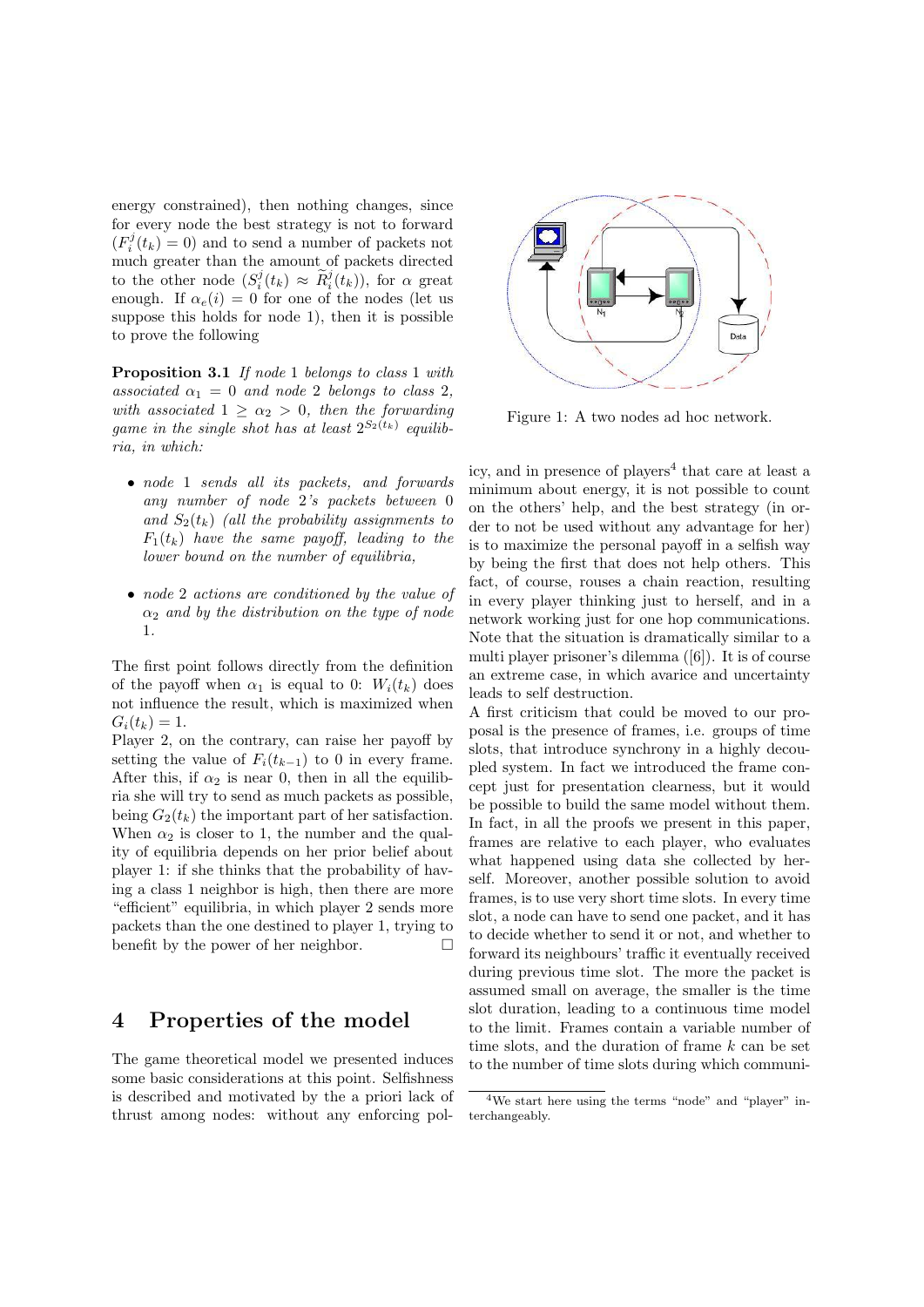energy constrained), then nothing changes, since for every node the best strategy is not to forward ($F_i^j(t_k) = 0$) and to send a number of packets not much greater than the amount of packets directed to the other node ($S_i^j(t_k) \approx \widetilde{R}_i^j(t_k)$), for $\alpha$ great enough. If $\alpha_e(i) = 0$ for one of the nodes (let us suppose this holds for node 1), then it is possible to prove the following

**Proposition 3.1** *If node* 1 *belongs to class* 1 *with associated* $\alpha_1 = 0$ *and node* 2 *belongs to class* 2*, with associated* $1 \geq \alpha_2 > 0$*, then the forwarding game in the single shot has at least* $2^{S_2(t_k)}$ *equilibria, in which:*

- *node* 1 *sends all its packets, and forwards any number of node* 2*'s packets between* 0 *and* $S_2(t_k)$ *(all the probability assignments to* $F_1(t_k)$ *have the same payoff, leading to the lower bound on the number of equilibria,*
- *node* 2 *actions are conditioned by the value of* $\alpha_2$ *and by the distribution on the type of node* 1*.*

The first point follows directly from the definition of the payoff when $\alpha_1$ is equal to 0: $W_i(t_k)$ does not influence the result, which is maximized when $G_i(t_k) = 1$.

Player 2, on the contrary, can raise her payoff by setting the value of $F_i(t_{k-1})$ to 0 in every frame. After this, if $\alpha_2$ is near 0, then in all the equilibria she will try to send as much packets as possible, being $G_2(t_k)$ the important part of her satisfaction. When $\alpha_2$ is closer to 1, the number and the quality of equilibria depends on her prior belief about player 1: if she thinks that the probability of having a class 1 neighbor is high, then there are more "efficient" equilibria, in which player 2 sends more packets than the one destined to player 1, trying to benefit by the power of her neighbor. □

## 4 Properties of the model

The game theoretical model we presented induces some basic considerations at this point. Selfishness is described and motivated by the a priori lack of thrust among nodes: without any enforcing policy, and in presence of players[4] that care at least a minimum about energy, it is not possible to count on the others' help, and the best strategy (in order to not be used without any advantage for her) is to maximize the personal payoff in a selfish way by being the first that does not help others. This fact, of course, rouses a chain reaction, resulting in every player thinking just to herself, and in a network working just for one hop communications. Note that the situation is dramatically similar to a multi player prisoner's dilemma ([6]). It is of course an extreme case, in which avarice and uncertainty leads to self destruction.

A first criticism that could be moved to our proposal is the presence of frames, i.e. groups of time slots, that introduce synchrony in a highly decoupled system. In fact we introduced the frame concept just for presentation clearness, but it would be possible to build the same model without them. In fact, in all the proofs we present in this paper, frames are relative to each player, who evaluates what happened using data she collected by herself. Moreover, another possible solution to avoid frames, is to use very short time slots. In every time slot, a node can have to send one packet, and it has to decide whether to send it or not, and whether to forward its neighbours' traffic it eventually received during previous time slot. The more the packet is assumed small on average, the smaller is the time slot duration, leading to a continuous time model to the limit. Frames contain a variable number of time slots, and the duration of frame $k$ can be set to the number of time slots during which communi-

Figure 1: A two nodes ad hoc network.

[4] We start here using the terms "node" and "player" interchangeably.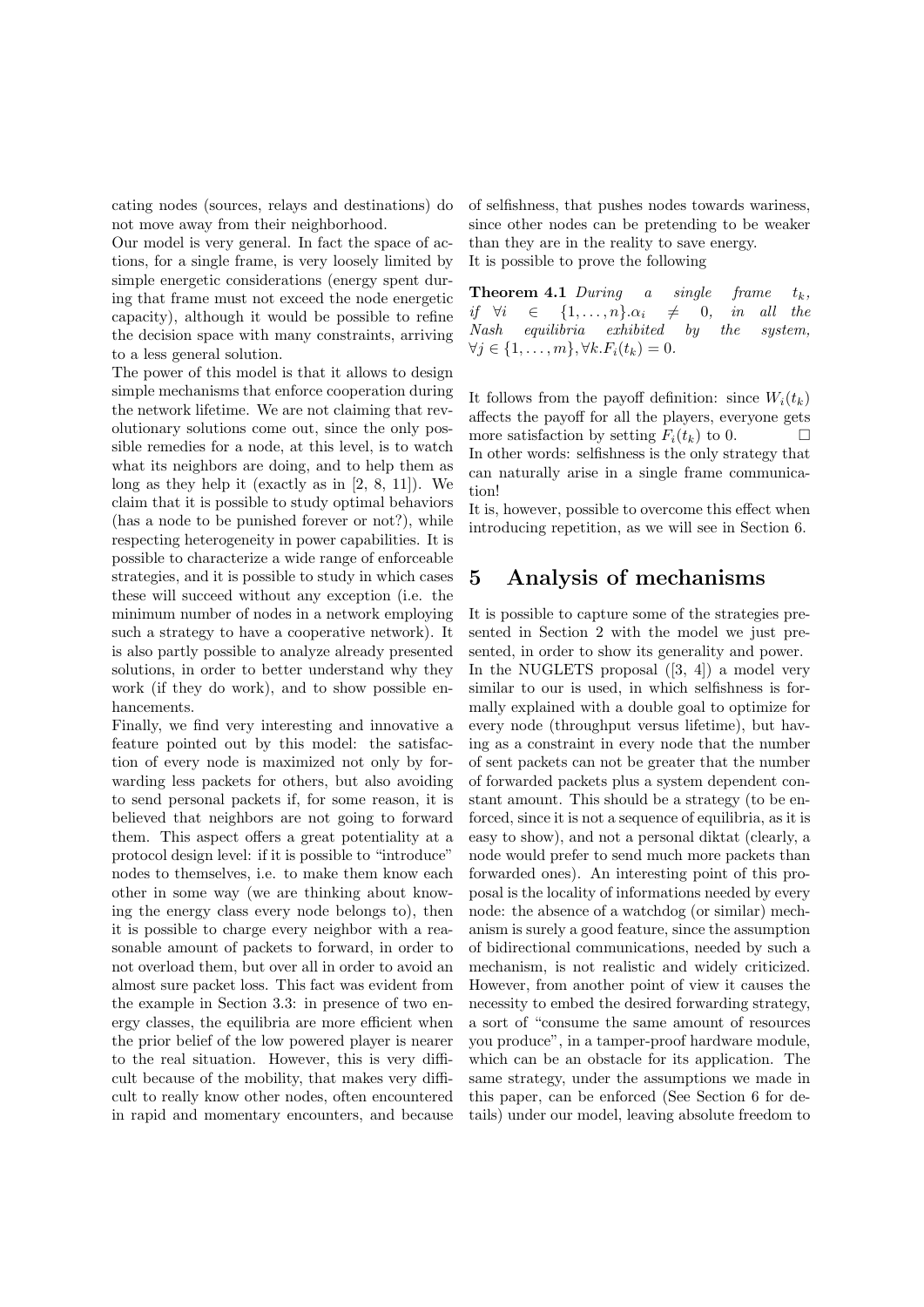cating nodes (sources, relays and destinations) do not move away from their neighborhood.

Our model is very general. In fact the space of actions, for a single frame, is very loosely limited by simple energetic considerations (energy spent during that frame must not exceed the node energetic capacity), although it would be possible to refine the decision space with many constraints, arriving to a less general solution.

The power of this model is that it allows to design simple mechanisms that enforce cooperation during the network lifetime. We are not claiming that revolutionary solutions come out, since the only possible remedies for a node, at this level, is to watch what its neighbors are doing, and to help them as long as they help it (exactly as in [2, 8, 11]). We claim that it is possible to study optimal behaviors (has a node to be punished forever or not?), while respecting heterogeneity in power capabilities. It is possible to characterize a wide range of enforceable strategies, and it is possible to study in which cases these will succeed without any exception (i.e. the minimum number of nodes in a network employing such a strategy to have a cooperative network). It is also partly possible to analyze already presented solutions, in order to better understand why they work (if they do work), and to show possible enhancements.

Finally, we find very interesting and innovative a feature pointed out by this model: the satisfaction of every node is maximized not only by forwarding less packets for others, but also avoiding to send personal packets if, for some reason, it is believed that neighbors are not going to forward them. This aspect offers a great potentiality at a protocol design level: if it is possible to "introduce" nodes to themselves, i.e. to make them know each other in some way (we are thinking about knowing the energy class every node belongs to), then it is possible to charge every neighbor with a reasonable amount of packets to forward, in order to not overload them, but over all in order to avoid an almost sure packet loss. This fact was evident from the example in Section 3.3: in presence of two energy classes, the equilibria are more efficient when the prior belief of the low powered player is nearer to the real situation. However, this is very difficult because of the mobility, that makes very difficult to really know other nodes, often encountered in rapid and momentary encounters, and because of selfishness, that pushes nodes towards wariness, since other nodes can be pretending to be weaker than they are in the reality to save energy.

It is possible to prove the following

**Theorem 4.1** *During a single frame $t_k$, if $\forall i \in \{1, \ldots, n\}.\alpha_i \neq 0$, in all the Nash equilibria exhibited by the system, $\forall j \in \{1, \ldots, m\}, \forall k.F_i(t_k) = 0$.*

It follows from the payoff definition: since $W_i(t_k)$ affects the payoff for all the players, everyone gets more satisfaction by setting $F_i(t_k)$ to 0. □

In other words: selfishness is the only strategy that can naturally arise in a single frame communication!

It is, however, possible to overcome this effect when introducing repetition, as we will see in Section 6.

## 5 Analysis of mechanisms

It is possible to capture some of the strategies presented in Section 2 with the model we just presented, in order to show its generality and power.

In the NUGLETS proposal ([3, 4]) a model very similar to our is used, in which selfishness is formally explained with a double goal to optimize for every node (throughput versus lifetime), but having as a constraint in every node that the number of sent packets can not be greater that the number of forwarded packets plus a system dependent constant amount. This should be a strategy (to be enforced, since it is not a sequence of equilibria, as it is easy to show), and not a personal diktat (clearly, a node would prefer to send much more packets than forwarded ones). An interesting point of this proposal is the locality of informations needed by every node: the absence of a watchdog (or similar) mechanism is surely a good feature, since the assumption of bidirectional communications, needed by such a mechanism, is not realistic and widely criticized. However, from another point of view it causes the necessity to embed the desired forwarding strategy, a sort of "consume the same amount of resources you produce", in a tamper-proof hardware module, which can be an obstacle for its application. The same strategy, under the assumptions we made in this paper, can be enforced (See Section 6 for details) under our model, leaving absolute freedom to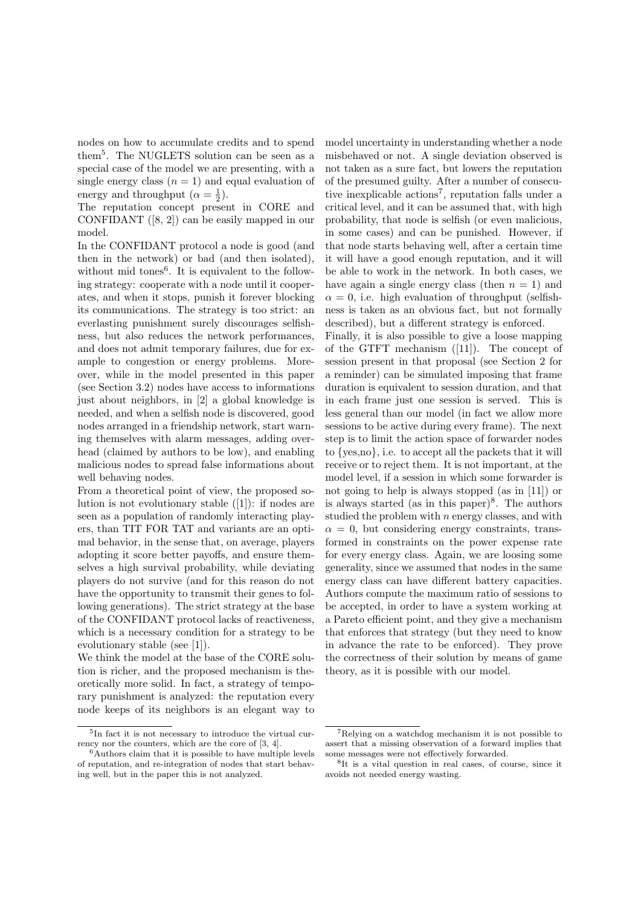nodes on how to accumulate credits and to spend them[5]. The NUGLETS solution can be seen as a special case of the model we are presenting, with a single energy class ($n = 1$) and equal evaluation of energy and throughput ($\alpha = \frac{1}{2}$).

The reputation concept present in CORE and CONFIDANT ([8, 2]) can be easily mapped in our model.

In the CONFIDANT protocol a node is good (and then in the network) or bad (and then isolated), without mid tones[6]. It is equivalent to the following strategy: cooperate with a node until it cooperates, and when it stops, punish it forever blocking its communications. The strategy is too strict: an everlasting punishment surely discourages selfishness, but also reduces the network performances, and does not admit temporary failures, due for example to congestion or energy problems. Moreover, while in the model presented in this paper (see Section 3.2) nodes have access to informations just about neighbors, in [2] a global knowledge is needed, and when a selfish node is discovered, good nodes arranged in a friendship network, start warning themselves with alarm messages, adding overhead (claimed by authors to be low), and enabling malicious nodes to spread false informations about well behaving nodes.

From a theoretical point of view, the proposed solution is not evolutionary stable ([1]): if nodes are seen as a population of randomly interacting players, than TIT FOR TAT and variants are an optimal behavior, in the sense that, on average, players adopting it score better payoffs, and ensure themselves a high survival probability, while deviating players do not survive (and for this reason do not have the opportunity to transmit their genes to following generations). The strict strategy at the base of the CONFIDANT protocol lacks of reactiveness, which is a necessary condition for a strategy to be evolutionary stable (see [1]).

We think the model at the base of the CORE solution is richer, and the proposed mechanism is theoretically more solid. In fact, a strategy of temporary punishment is analyzed: the reputation every node keeps of its neighbors is an elegant way to model uncertainty in understanding whether a node misbehaved or not. A single deviation observed is not taken as a sure fact, but lowers the reputation of the presumed guilty. After a number of consecutive inexplicable actions[7], reputation falls under a critical level, and it can be assumed that, with high probability, that node is selfish (or even malicious, in some cases) and can be punished. However, if that node starts behaving well, after a certain time it will have a good enough reputation, and it will be able to work in the network. In both cases, we have again a single energy class (then $n = 1$) and $\alpha = 0$, i.e. high evaluation of throughput (selfishness is taken as an obvious fact, but not formally described), but a different strategy is enforced.

Finally, it is also possible to give a loose mapping of the GTFT mechanism ([11]). The concept of session present in that proposal (see Section 2 for a reminder) can be simulated imposing that frame duration is equivalent to session duration, and that in each frame just one session is served. This is less general than our model (in fact we allow more sessions to be active during every frame). The next step is to limit the action space of forwarder nodes to {yes,no}, i.e. to accept all the packets that it will receive or to reject them. It is not important, at the model level, if a session in which some forwarder is not going to help is always stopped (as in [11]) or is always started (as in this paper)[8]. The authors studied the problem with $n$ energy classes, and with $\alpha = 0$, but considering energy constraints, transformed in constraints on the power expense rate for every energy class. Again, we are loosing some generality, since we assumed that nodes in the same energy class can have different battery capacities. Authors compute the maximum ratio of sessions to be accepted, in order to have a system working at a Pareto efficient point, and they give a mechanism that enforces that strategy (but they need to know in advance the rate to be enforced). They prove the correctness of their solution by means of game theory, as it is possible with our model.

---

[5] In fact it is not necessary to introduce the virtual currency nor the counters, which are the core of [3, 4].

[6] Authors claim that it is possible to have multiple levels of reputation, and re-integration of nodes that start behaving well, but in the paper this is not analyzed.

[7] Relying on a watchdog mechanism it is not possible to assert that a missing observation of a forward implies that some messages were not effectively forwarded.

[8] It is a vital question in real cases, of course, since it avoids not needed energy wasting.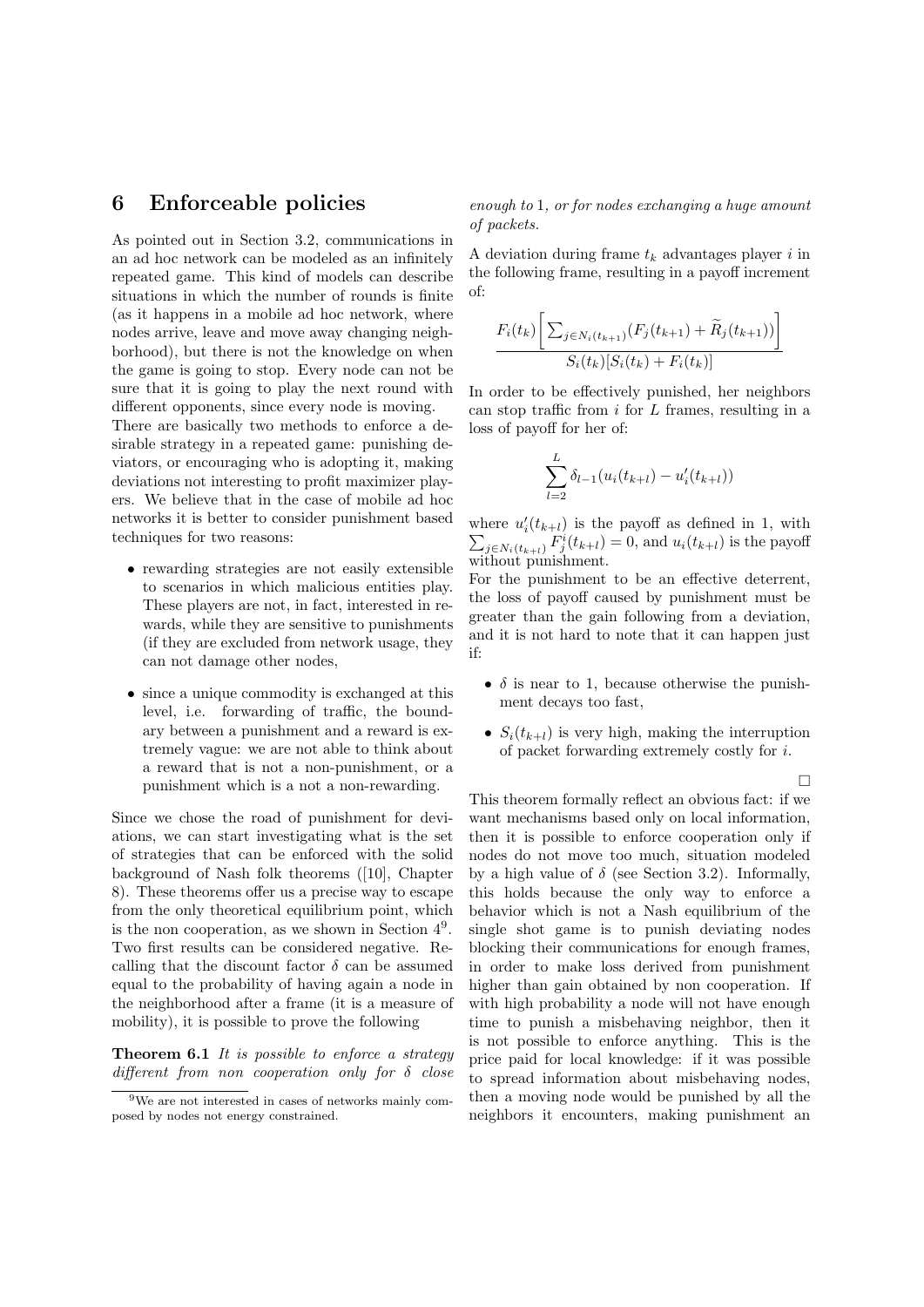## 6 Enforceable policies

As pointed out in Section 3.2, communications in an ad hoc network can be modeled as an infinitely repeated game. This kind of models can describe situations in which the number of rounds is finite (as it happens in a mobile ad hoc network, where nodes arrive, leave and move away changing neighborhood), but there is not the knowledge on when the game is going to stop. Every node can not be sure that it is going to play the next round with different opponents, since every node is moving.

There are basically two methods to enforce a desirable strategy in a repeated game: punishing deviators, or encouraging who is adopting it, making deviations not interesting to profit maximizer players. We believe that in the case of mobile ad hoc networks it is better to consider punishment based techniques for two reasons:

- rewarding strategies are not easily extensible to scenarios in which malicious entities play. These players are not, in fact, interested in rewards, while they are sensitive to punishments (if they are excluded from network usage, they can not damage other nodes,
- since a unique commodity is exchanged at this level, i.e. forwarding of traffic, the boundary between a punishment and a reward is extremely vague: we are not able to think about a reward that is not a non-punishment, or a punishment which is a not a non-rewarding.

Since we chose the road of punishment for deviations, we can start investigating what is the set of strategies that can be enforced with the solid background of Nash folk theorems ([10], Chapter 8). These theorems offer us a precise way to escape from the only theoretical equilibrium point, which is the non cooperation, as we shown in Section 4[9]. Two first results can be considered negative. Recalling that the discount factor $\delta$ can be assumed equal to the probability of having again a node in the neighborhood after a frame (it is a measure of mobility), it is possible to prove the following

**Theorem 6.1** *It is possible to enforce a strategy different from non cooperation only for $\delta$ close enough to* 1*, or for nodes exchanging a huge amount of packets.*

A deviation during frame $t_k$ advantages player $i$ in the following frame, resulting in a payoff increment of:

$$\frac{F_i(t_k)\left[\sum_{j\in N_i(t_{k+1})}(F_j(t_{k+1})+\widetilde{R}_j(t_{k+1}))\right]}{S_i(t_k)[S_i(t_k)+F_i(t_k)]}$$

In order to be effectively punished, her neighbors can stop traffic from $i$ for $L$ frames, resulting in a loss of payoff for her of:

$$\sum_{l=2}^{L}\delta_{l-1}(u_i(t_{k+l})-u_i'(t_{k+l}))$$

where $u_i'(t_{k+l})$ is the payoff as defined in 1, with $\sum_{j\in N_i(t_{k+l})}F_j^i(t_{k+l})=0$, and $u_i(t_{k+l})$ is the payoff without punishment.

For the punishment to be an effective deterrent, the loss of payoff caused by punishment must be greater than the gain following from a deviation, and it is not hard to note that it can happen just if:

- $\delta$ is near to 1, because otherwise the punishment decays too fast,
- $S_i(t_{k+l})$ is very high, making the interruption of packet forwarding extremely costly for $i$.

□

This theorem formally reflect an obvious fact: if we want mechanisms based only on local information, then it is possible to enforce cooperation only if nodes do not move too much, situation modeled by a high value of $\delta$ (see Section 3.2). Informally, this holds because the only way to enforce a behavior which is not a Nash equilibrium of the single shot game is to punish deviating nodes blocking their communications for enough frames, in order to make loss derived from punishment higher than gain obtained by non cooperation. If with high probability a node will not have enough time to punish a misbehaving neighbor, then it is not possible to enforce anything. This is the price paid for local knowledge: if it was possible to spread information about misbehaving nodes, then a moving node would be punished by all the neighbors it encounters, making punishment an

[9] We are not interested in cases of networks mainly composed by nodes not energy constrained.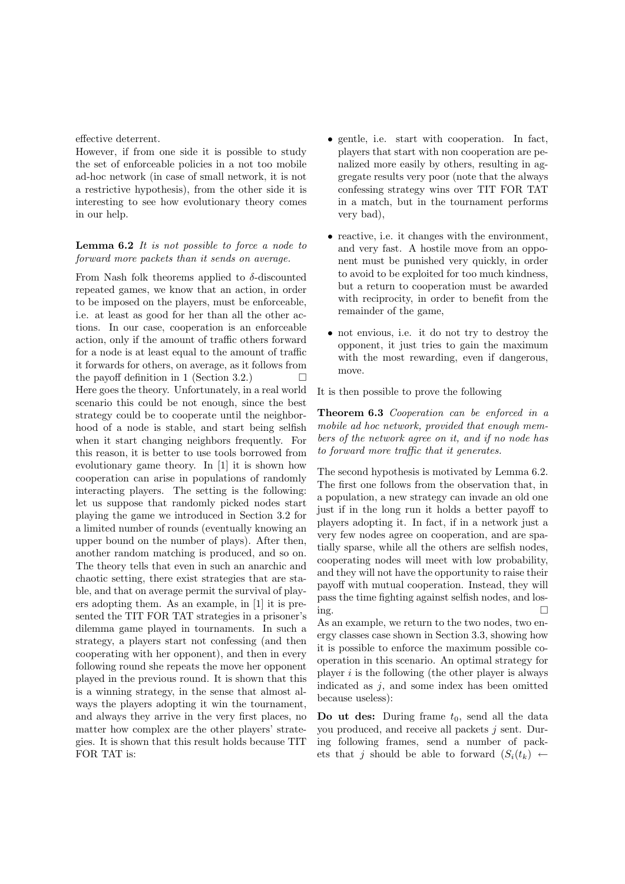effective deterrent.

However, if from one side it is possible to study the set of enforceable policies in a not too mobile ad-hoc network (in case of small network, it is not a restrictive hypothesis), from the other side it is interesting to see how evolutionary theory comes in our help.

**Lemma 6.2** *It is not possible to force a node to forward more packets than it sends on average.*

From Nash folk theorems applied to $\delta$-discounted repeated games, we know that an action, in order to be imposed on the players, must be enforceable, i.e. at least as good for her than all the other actions. In our case, cooperation is an enforceable action, only if the amount of traffic others forward for a node is at least equal to the amount of traffic it forwards for others, on average, as it follows from the payoff definition in 1 (Section 3.2.) □

Here goes the theory. Unfortunately, in a real world scenario this could be not enough, since the best strategy could be to cooperate until the neighborhood of a node is stable, and start being selfish when it start changing neighbors frequently. For this reason, it is better to use tools borrowed from evolutionary game theory. In [1] it is shown how cooperation can arise in populations of randomly interacting players. The setting is the following: let us suppose that randomly picked nodes start playing the game we introduced in Section 3.2 for a limited number of rounds (eventually knowing an upper bound on the number of plays). After then, another random matching is produced, and so on. The theory tells that even in such an anarchic and chaotic setting, there exist strategies that are stable, and that on average permit the survival of players adopting them. As an example, in [1] it is presented the TIT FOR TAT strategies in a prisoner's dilemma game played in tournaments. In such a strategy, a players start not confessing (and then cooperating with her opponent), and then in every following round she repeats the move her opponent played in the previous round. It is shown that this is a winning strategy, in the sense that almost always the players adopting it win the tournament, and always they arrive in the very first places, no matter how complex are the other players' strategies. It is shown that this result holds because TIT FOR TAT is:

- gentle, i.e. start with cooperation. In fact, players that start with non cooperation are penalized more easily by others, resulting in aggregate results very poor (note that the always confessing strategy wins over TIT FOR TAT in a match, but in the tournament performs very bad),
- reactive, i.e. it changes with the environment, and very fast. A hostile move from an opponent must be punished very quickly, in order to avoid to be exploited for too much kindness, but a return to cooperation must be awarded with reciprocity, in order to benefit from the remainder of the game,
- not envious, i.e. it do not try to destroy the opponent, it just tries to gain the maximum with the most rewarding, even if dangerous, move.

It is then possible to prove the following

**Theorem 6.3** *Cooperation can be enforced in a mobile ad hoc network, provided that enough members of the network agree on it, and if no node has to forward more traffic that it generates.*

The second hypothesis is motivated by Lemma 6.2. The first one follows from the observation that, in a population, a new strategy can invade an old one just if in the long run it holds a better payoff to players adopting it. In fact, if in a network just a very few nodes agree on cooperation, and are spatially sparse, while all the others are selfish nodes, cooperating nodes will meet with low probability, and they will not have the opportunity to raise their payoff with mutual cooperation. Instead, they will pass the time fighting against selfish nodes, and losing. □

As an example, we return to the two nodes, two energy classes case shown in Section 3.3, showing how it is possible to enforce the maximum possible cooperation in this scenario. An optimal strategy for player $i$ is the following (the other player is always indicated as $j$, and some index has been omitted because useless):

**Do ut des:** During frame $t_0$, send all the data you produced, and receive all packets $j$ sent. During following frames, send a number of packets that $j$ should be able to forward ($S_i(t_k) \leftarrow$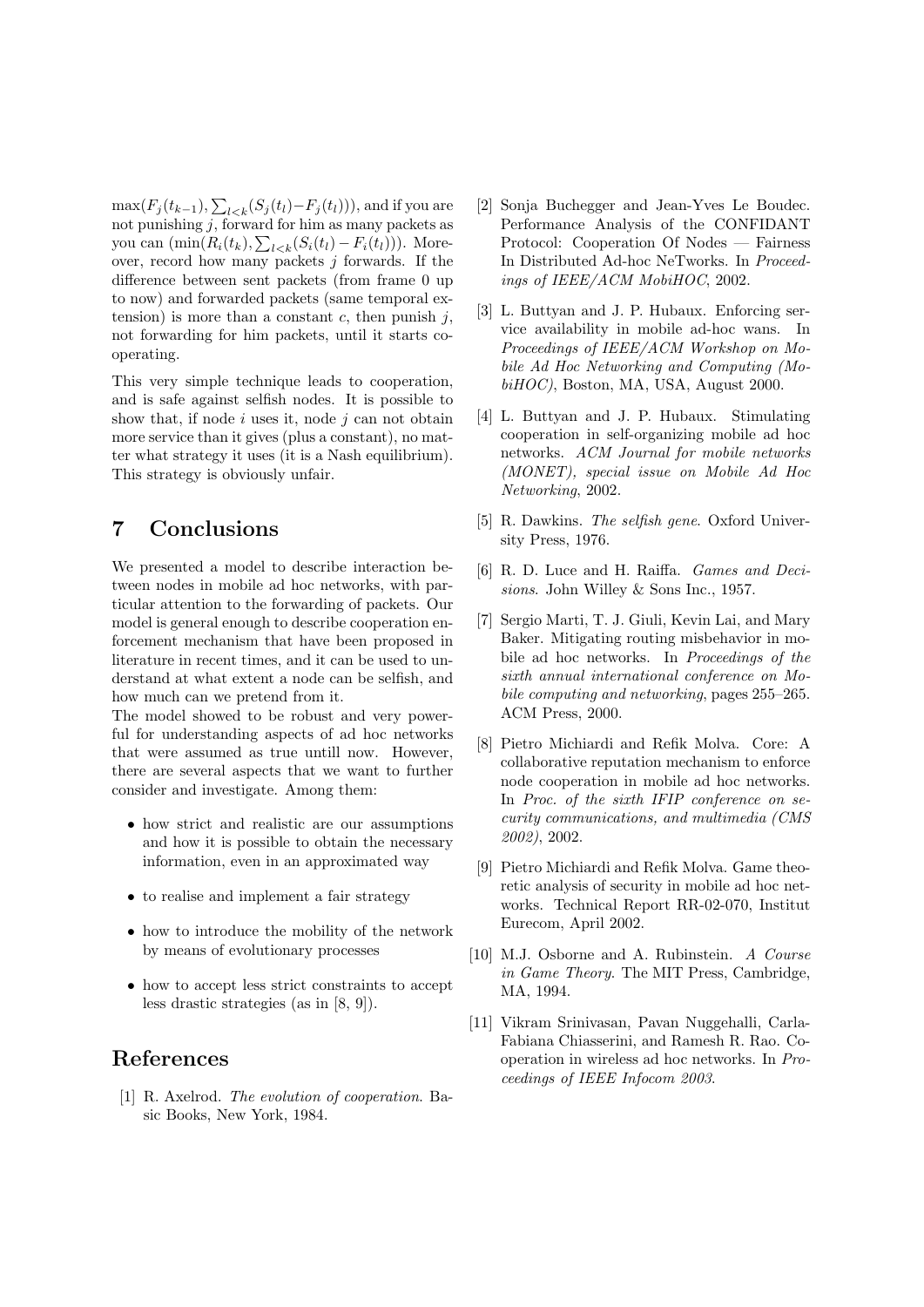$\max(F_j(t_{k-1}), \sum_{l<k}(S_j(t_l) - F_j(t_l)))$, and if you are not punishing $j$, forward for him as many packets as you can $(\min(R_i(t_k), \sum_{l<k}(S_i(t_l) - F_i(t_l)))$. Moreover, record how many packets $j$ forwards. If the difference between sent packets (from frame 0 up to now) and forwarded packets (same temporal extension) is more than a constant $c$, then punish $j$, not forwarding for him packets, until it starts cooperating.

This very simple technique leads to cooperation, and is safe against selfish nodes. It is possible to show that, if node $i$ uses it, node $j$ can not obtain more service than it gives (plus a constant), no matter what strategy it uses (it is a Nash equilibrium). This strategy is obviously unfair.

## 7 Conclusions

We presented a model to describe interaction between nodes in mobile ad hoc networks, with particular attention to the forwarding of packets. Our model is general enough to describe cooperation enforcement mechanism that have been proposed in literature in recent times, and it can be used to understand at what extent a node can be selfish, and how much can we pretend from it.

The model showed to be robust and very powerful for understanding aspects of ad hoc networks that were assumed as true untill now. However, there are several aspects that we want to further consider and investigate. Among them:

- how strict and realistic are our assumptions and how it is possible to obtain the necessary information, even in an approximated way
- to realise and implement a fair strategy
- how to introduce the mobility of the network by means of evolutionary processes
- how to accept less strict constraints to accept less drastic strategies (as in [8, 9]).

## References

[1] R. Axelrod. *The evolution of cooperation*. Basic Books, New York, 1984.

[2] Sonja Buchegger and Jean-Yves Le Boudec. Performance Analysis of the CONFIDANT Protocol: Cooperation Of Nodes — Fairness In Distributed Ad-hoc NeTworks. In *Proceedings of IEEE/ACM MobiHOC*, 2002.

[3] L. Buttyan and J. P. Hubaux. Enforcing service availability in mobile ad-hoc wans. In *Proceedings of IEEE/ACM Workshop on Mobile Ad Hoc Networking and Computing (MobiHOC)*, Boston, MA, USA, August 2000.

[4] L. Buttyan and J. P. Hubaux. Stimulating cooperation in self-organizing mobile ad hoc networks. *ACM Journal for mobile networks (MONET), special issue on Mobile Ad Hoc Networking*, 2002.

[5] R. Dawkins. *The selfish gene*. Oxford University Press, 1976.

[6] R. D. Luce and H. Raiffa. *Games and Decisions*. John Willey & Sons Inc., 1957.

[7] Sergio Marti, T. J. Giuli, Kevin Lai, and Mary Baker. Mitigating routing misbehavior in mobile ad hoc networks. In *Proceedings of the sixth annual international conference on Mobile computing and networking*, pages 255–265. ACM Press, 2000.

[8] Pietro Michiardi and Refik Molva. Core: A collaborative reputation mechanism to enforce node cooperation in mobile ad hoc networks. In *Proc. of the sixth IFIP conference on security communications, and multimedia (CMS 2002)*, 2002.

[9] Pietro Michiardi and Refik Molva. Game theoretic analysis of security in mobile ad hoc networks. Technical Report RR-02-070, Institut Eurecom, April 2002.

[10] M.J. Osborne and A. Rubinstein. *A Course in Game Theory*. The MIT Press, Cambridge, MA, 1994.

[11] Vikram Srinivasan, Pavan Nuggehalli, Carla-Fabiana Chiasserini, and Ramesh R. Rao. Cooperation in wireless ad hoc networks. In *Proceedings of IEEE Infocom 2003*.